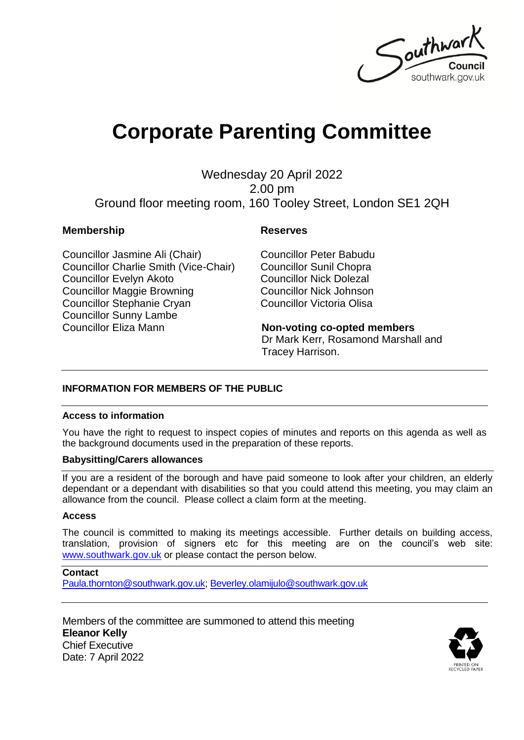Southwark Council
southwark.gov.uk

# Corporate Parenting Committee

Wednesday 20 April 2022
2.00 pm
Ground floor meeting room, 160 Tooley Street, London SE1 2QH

**Membership**

Councillor Jasmine Ali (Chair)
Councillor Charlie Smith (Vice-Chair)
Councillor Evelyn Akoto
Councillor Maggie Browning
Councillor Stephanie Cryan
Councillor Sunny Lambe
Councillor Eliza Mann

**Reserves**

Councillor Peter Babudu
Councillor Sunil Chopra
Councillor Nick Dolezal
Councillor Nick Johnson
Councillor Victoria Olisa

**Non-voting co-opted members**
Dr Mark Kerr, Rosamond Marshall and Tracey Harrison.

---

**INFORMATION FOR MEMBERS OF THE PUBLIC**

---

**Access to information**

You have the right to request to inspect copies of minutes and reports on this agenda as well as the background documents used in the preparation of these reports.

**Babysitting/Carers allowances**

If you are a resident of the borough and have paid someone to look after your children, an elderly dependant or a dependant with disabilities so that you could attend this meeting, you may claim an allowance from the council. Please collect a claim form at the meeting.

**Access**

The council is committed to making its meetings accessible. Further details on building access, translation, provision of signers etc for this meeting are on the council's web site: www.southwark.gov.uk or please contact the person below.

**Contact**
Paula.thornton@southwark.gov.uk; Beverley.olamijulo@southwark.gov.uk

---

Members of the committee are summoned to attend this meeting
**Eleanor Kelly**
Chief Executive
Date: 7 April 2022

PRINTED ON RECYCLED PAPER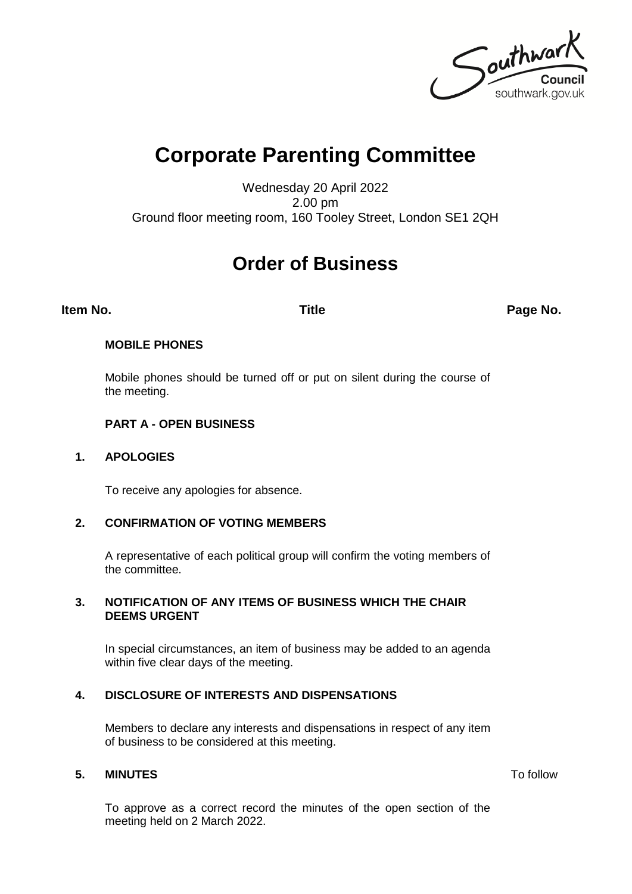# Corporate Parenting Committee

Wednesday 20 April 2022
2.00 pm
Ground floor meeting room, 160 Tooley Street, London SE1 2QH

# Order of Business

| Item No. | Title | Page No. |
| --- | --- | --- |

**MOBILE PHONES**

Mobile phones should be turned off or put on silent during the course of the meeting.

**PART A - OPEN BUSINESS**

**1. APOLOGIES**

To receive any apologies for absence.

**2. CONFIRMATION OF VOTING MEMBERS**

A representative of each political group will confirm the voting members of the committee.

**3. NOTIFICATION OF ANY ITEMS OF BUSINESS WHICH THE CHAIR DEEMS URGENT**

In special circumstances, an item of business may be added to an agenda within five clear days of the meeting.

**4. DISCLOSURE OF INTERESTS AND DISPENSATIONS**

Members to declare any interests and dispensations in respect of any item of business to be considered at this meeting.

**5. MINUTES** — To follow

To approve as a correct record the minutes of the open section of the meeting held on 2 March 2022.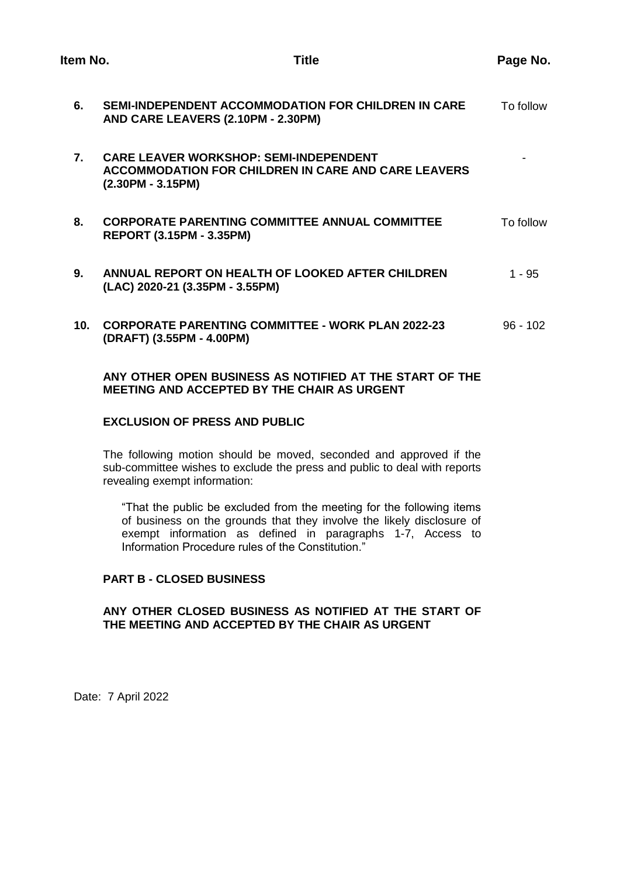| Item No. | Title | Page No. |
|---|---|---|
| **6.** | **SEMI-INDEPENDENT ACCOMMODATION FOR CHILDREN IN CARE AND CARE LEAVERS (2.10PM - 2.30PM)** | To follow |
| **7.** | **CARE LEAVER WORKSHOP: SEMI-INDEPENDENT ACCOMMODATION FOR CHILDREN IN CARE AND CARE LEAVERS (2.30PM - 3.15PM)** | - |
| **8.** | **CORPORATE PARENTING COMMITTEE ANNUAL COMMITTEE REPORT (3.15PM - 3.35PM)** | To follow |
| **9.** | **ANNUAL REPORT ON HEALTH OF LOOKED AFTER CHILDREN (LAC) 2020-21 (3.35PM - 3.55PM)** | 1 - 95 |
| **10.** | **CORPORATE PARENTING COMMITTEE - WORK PLAN 2022-23 (DRAFT) (3.55PM - 4.00PM)** | 96 - 102 |

**ANY OTHER OPEN BUSINESS AS NOTIFIED AT THE START OF THE MEETING AND ACCEPTED BY THE CHAIR AS URGENT**

**EXCLUSION OF PRESS AND PUBLIC**

The following motion should be moved, seconded and approved if the sub-committee wishes to exclude the press and public to deal with reports revealing exempt information:

> "That the public be excluded from the meeting for the following items of business on the grounds that they involve the likely disclosure of exempt information as defined in paragraphs 1-7, Access to Information Procedure rules of the Constitution."

**PART B - CLOSED BUSINESS**

**ANY OTHER CLOSED BUSINESS AS NOTIFIED AT THE START OF THE MEETING AND ACCEPTED BY THE CHAIR AS URGENT**

Date: 7 April 2022